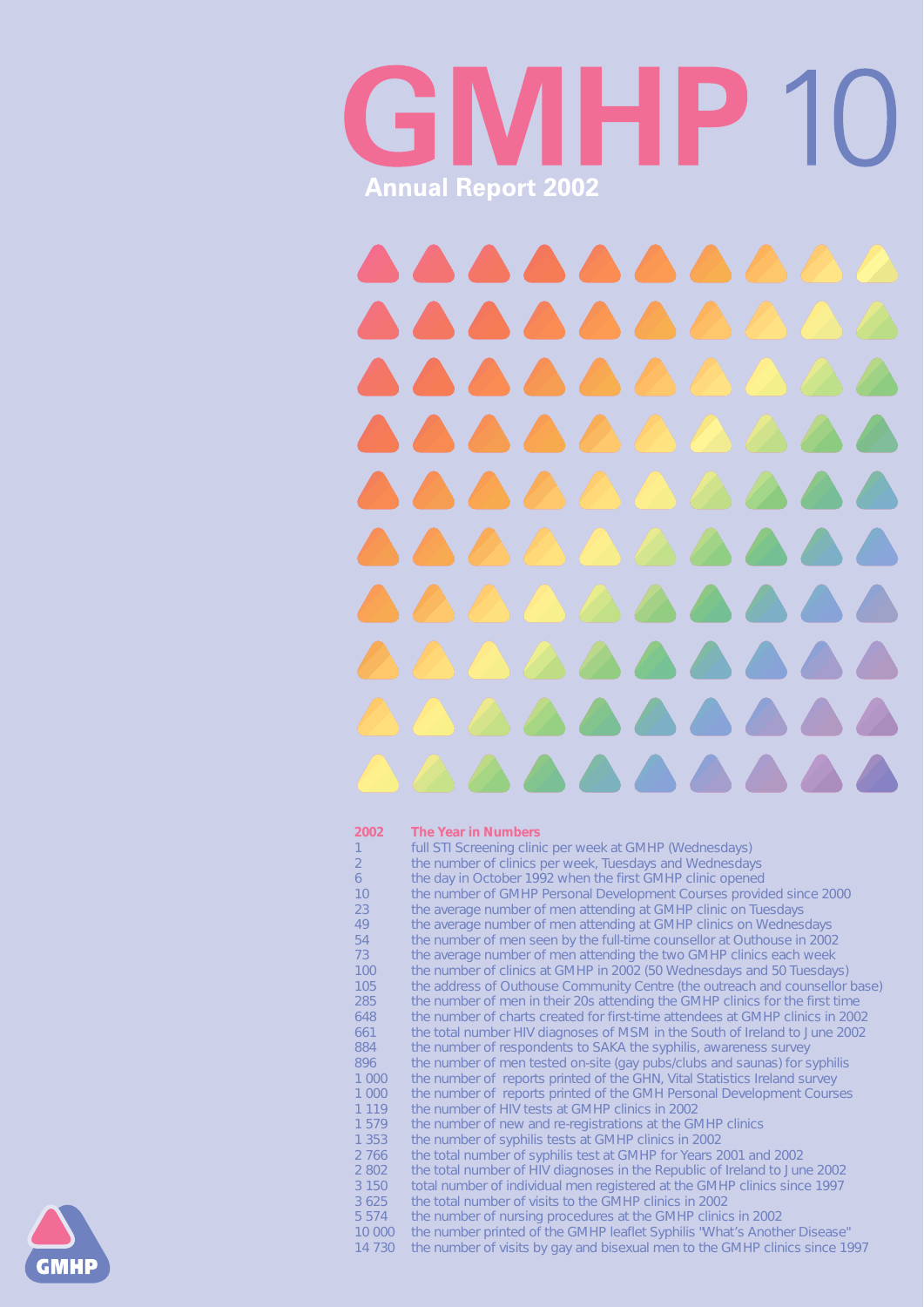# GMHP 10

## Annual Report 2002

| 2002 | The Year in Numbers |
|---|---|
| 1 | full STI Screening clinic per week at GMHP (Wednesdays) |
| 2 | the number of clinics per week, Tuesdays and Wednesdays |
| 6 | the day in October 1992 when the first GMHP clinic opened |
| 10 | the number of GMHP Personal Development Courses provided since 2000 |
| 23 | the average number of men attending at GMHP clinic on Tuesdays |
| 49 | the average number of men attending at GMHP clinics on Wednesdays |
| 54 | the number of men seen by the full-time counsellor at Outhouse in 2002 |
| 73 | the average number of men attending the two GMHP clinics each week |
| 100 | the number of clinics at GMHP in 2002 (50 Wednesdays and 50 Tuesdays) |
| 105 | the address of Outhouse Community Centre (the outreach and counsellor base) |
| 285 | the number of men in their 20s attending the GMHP clinics for the first time |
| 648 | the number of charts created for first-time attendees at GMHP clinics in 2002 |
| 661 | the total number HIV diagnoses of MSM in the South of Ireland to June 2002 |
| 884 | the number of respondents to SAKA the syphilis, awareness survey |
| 896 | the number of men tested on-site (gay pubs/clubs and saunas) for syphilis |
| 1 000 | the number of reports printed of the GHN, Vital Statistics Ireland survey |
| 1 000 | the number of reports printed of the GMH Personal Development Courses |
| 1 119 | the number of HIV tests at GMHP clinics in 2002 |
| 1 579 | the number of new and re-registrations at the GMHP clinics |
| 1 353 | the number of syphilis tests at GMHP clinics in 2002 |
| 2 766 | the total number of syphilis test at GMHP for Years 2001 and 2002 |
| 2 802 | the total number of HIV diagnoses in the Republic of Ireland to June 2002 |
| 3 150 | total number of individual men registered at the GMHP clinics since 1997 |
| 3 625 | the total number of visits to the GMHP clinics in 2002 |
| 5 574 | the number of nursing procedures at the GMHP clinics in 2002 |
| 10 000 | the number printed of the GMHP leaflet Syphilis 'What's Another Disease" |
| 14 730 | the number of visits by gay and bisexual men to the GMHP clinics since 1997 |

GMHP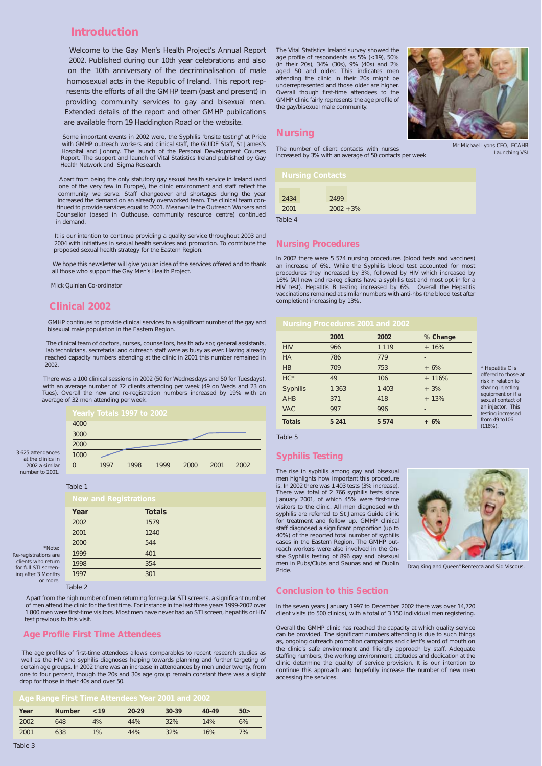## Introduction

Welcome to the Gay Men's Health Project's Annual Report 2002. Published during our 10th year celebrations and also on the 10th anniversary of the decriminalisation of male homosexual acts in the Republic of Ireland. This report represents the efforts of all the GMHP team (past and present) in providing community services to gay and bisexual men. Extended details of the report and other GMHP publications are available from 19 Haddington Road or the website.

Some important events in 2002 were, the Syphilis "onsite testing" at Pride with GMHP outreach workers and clinical staff, the GUIDE Staff, St James's Hospital and Johnny. The launch of the Personal Development Courses Report. The support and launch of Vital Statistics Ireland published by Gay Health Network and Sigma Research.

Apart from being the only statutory gay sexual health service in Ireland (and one of the very few in Europe), the clinic environment and staff reflect the community we serve. Staff changeover and shortages during the year increased the demand on an already overworked team. The clinical team continued to provide services equal to 2001. Meanwhile the Outreach Workers and Counsellor (based in Outhouse, community resource centre) continued in demand.

It is our intention to continue providing a quality service throughout 2003 and 2004 with initiatives in sexual health services and promotion. To contribute the proposed sexual health strategy for the Eastern Region.

We hope this newsletter will give you an idea of the services offered and to thank all those who support the Gay Men's Health Project.

Mick Quinlan Co-ordinator

## Clinical 2002

GMHP continues to provide clinical services to a significant number of the gay and bisexual male population in the Eastern Region.

The clinical team of doctors, nurses, counsellors, health advisor, general assistants, lab technicians, secretarial and outreach staff were as busy as ever. Having already reached capacity numbers attending at the clinic in 2001 this number remained in 2002.

There was a 100 clinical sessions in 2002 (50 for Wednesdays and 50 for Tuesdays), with an average number of 72 clients attending per week (49 on Weds and 23 on Tues). Overall the new and re-registration numbers increased by 19% with an average of 32 men attending per week.

**Yearly Totals 1997 to 2002**

(Line chart: y-axis 0–4000; x-axis 1997–2002)

3 625 attendances at the clinics in 2002 a similar number to 2001.

Table 1

**New and Registrations**

| Year | Totals |
|---|---|
| 2002 | 1579 |
| 2001 | 1240 |
| 2000 | 544 |
| 1999 | 401 |
| 1998 | 354 |
| 1997 | 301 |

Table 2

*Note: Re-registrations are clients who return for full STI screening after 3 Months or more.

Apart from the high number of men returning for regular STI screens, a significant number of men attend the clinic for the first time. For instance in the last three years 1999-2002 over 1 800 men were first-time visitors. Most men have never had an STI screen, hepatitis or HIV test previous to this visit.

## Age Profile First Time Attendees

The age profiles of first-time attendees allows comparables to recent research studies as well as the HIV and syphilis diagnoses helping towards planning and further targeting of certain age groups. In 2002 there was an increase in attendances by men under twenty, from one to four percent, though the 20s and 30s age group remain constant there was a slight drop for those in their 40s and over 50.

**Age Range First Time Attendees Year 2001 and 2002**

| Year | Number | <19 | 20-29 | 30-39 | 40-49 | 50> |
|---|---|---|---|---|---|---|
| 2002 | 648 | 4% | 44% | 32% | 14% | 6% |
| 2001 | 638 | 1% | 44% | 32% | 16% | 7% |

Table 3

The Vital Statistics Ireland survey showed the age profile of respondents as 5% (<19), 50% (in their 20s), 34% (30s), 9% (40s) and 2% aged 50 and older. This indicates men attending the clinic in their 20s might be underrepresented and those older are higher. Overall though first-time attendees to the GMHP clinic fairly represents the age profile of the gay/bisexual male community.

Mr Michael Lyons CEO, ECAHB Launching VSI

## Nursing

The number of client contacts with nurses increased by 3% with an average of 50 contacts per week

**Nursing Contacts**

| 2434 | 2499 |
|---|---|
| 2001 | 2002 +3% |

Table 4

## Nursing Procedures

In 2002 there were 5 574 nursing procedures (blood tests and vaccines) an increase of 6%. While the Syphilis blood test accounted for most procedures they increased by 3%, followed by HIV which increased by 16% (All new and re-reg clients have a syphilis test and most opt in for a HIV test). Hepatitis B testing increased by 6%. Overall the Hepatitis vaccinations remained at similar numbers with anti-hbs (the blood test after completion) increasing by 13%.

**Nursing Procedures 2001 and 2002**

| | 2001 | 2002 | % Change |
|---|---|---|---|
| HIV | 966 | 1 119 | + 16% |
| HA | 786 | 779 | - |
| HB | 709 | 753 | + 6% |
| HC* | 49 | 106 | + 116% |
| Syphilis | 1 363 | 1 403 | + 3% |
| AHB | 371 | 418 | + 13% |
| VAC | 997 | 996 | - |
| **Totals** | **5 241** | **5 574** | **+ 6%** |

Table 5

* Hepatitis C is offered to those at risk in relation to sharing injecting equipment or if a sexual contact of an injector. This testing increased from 49 to106 (116%).

## Syphilis Testing

The rise in syphilis among gay and bisexual men highlights how important this procedure is. In 2002 there was 1 403 tests (3% increase). There was total of 2 766 syphilis tests since January 2001, of which 45% were first-time visitors to the clinic. All men diagnosed with syphilis are referred to St James Guide clinic for treatment and follow up. GMHP clinical staff diagnosed a significant proportion (up to 40%) of the reported total number of syphilis cases in the Eastern Region. The GMHP outreach workers were also involved in the On-site Syphilis testing of 896 gay and bisexual men in Pubs/Clubs and Saunas and at Dublin Pride.

Drag King and Queen" Rentecca and Sid Viscous.

## Conclusion to this Section

In the seven years January 1997 to December 2002 there was over 14,720 client visits (to 500 clinics), with a total of 3 150 individual men registering.

Overall the GMHP clinic has reached the capacity at which quality service can be provided. The significant numbers attending is due to such things as, ongoing outreach promotion campaigns and client's word of mouth on the clinic's safe environment and friendly approach by staff. Adequate staffing numbers, the working environment, attitudes and dedication at the clinic determine the quality of service provision. It is our intention to continue this approach and hopefully increase the number of new men accessing the services.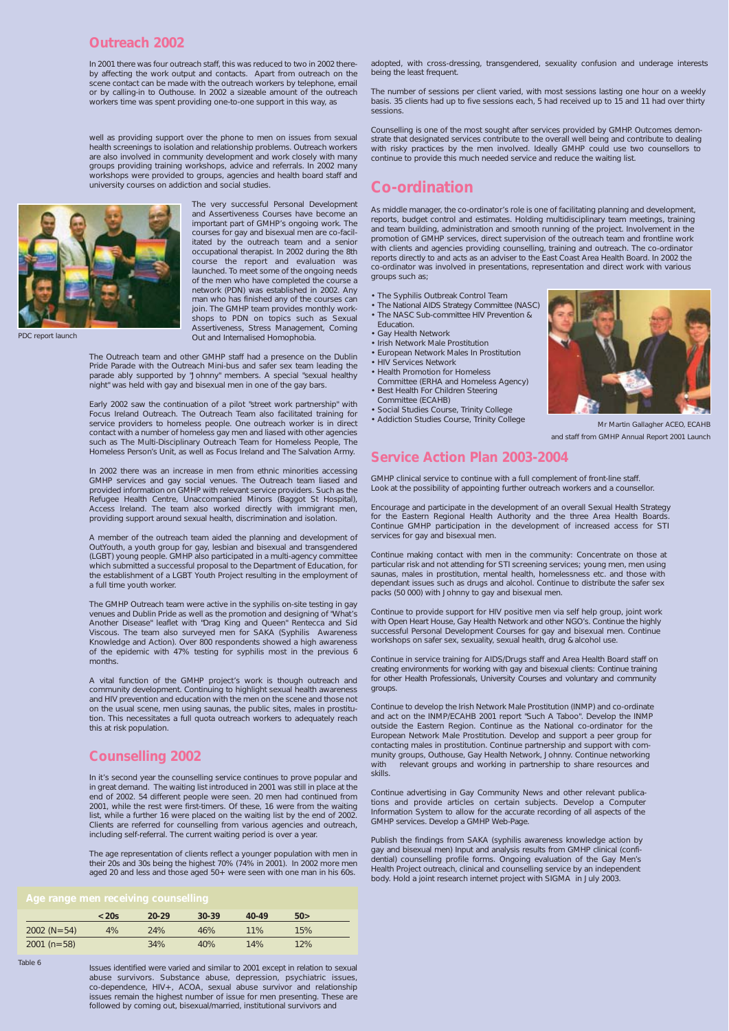## Outreach 2002

In 2001 there was four outreach staff, this was reduced to two in 2002 thereby affecting the work output and contacts. Apart from outreach on the scene contact can be made with the outreach workers by telephone, email or by calling-in to Outhouse. In 2002 a sizeable amount of the outreach workers time was spent providing one-to-one support in this way, as well as providing support over the phone to men on issues from sexual health screenings to isolation and relationship problems. Outreach workers are also involved in community development and work closely with many groups providing training workshops, advice and referrals. In 2002 many workshops were provided to groups, agencies and health board staff and university courses on addiction and social studies.

PDC report launch

The very successful Personal Development and Assertiveness Courses have become an important part of GMHP's ongoing work. The courses for gay and bisexual men are co-facilitated by the outreach team and a senior occupational therapist. In 2002 during the 8th course the report and evaluation was launched. To meet some of the ongoing needs of the men who have completed the course a network (PDN) was established in 2002. Any man who has finished any of the courses can join. The GMHP team provides monthly workshops to PDN on topics such as Sexual Assertiveness, Stress Management, Coming Out and Internalised Homophobia.

The Outreach team and other GMHP staff had a presence on the Dublin Pride Parade with the Outreach Mini-bus and safer sex team leading the parade ably supported by "Johnny" members. A special "sexual healthy night" was held with gay and bisexual men in one of the gay bars.

Early 2002 saw the continuation of a pilot "street work partnership" with Focus Ireland Outreach. The Outreach Team also facilitated training for service providers to homeless people. One outreach worker is in direct contact with a number of homeless gay men and liased with other agencies such as The Multi-Disciplinary Outreach Team for Homeless People, The Homeless Person's Unit, as well as Focus Ireland and The Salvation Army.

In 2002 there was an increase in men from ethnic minorities accessing GMHP services and gay social venues. The Outreach team liased and provided information on GMHP with relevant service providers. Such as the Refugee Health Centre, Unaccompanied Minors (Baggot St Hospital), Access Ireland. The team also worked directly with immigrant men, providing support around sexual health, discrimination and isolation.

A member of the outreach team aided the planning and development of OutYouth, a youth group for gay, lesbian and bisexual and transgendered (LGBT) young people. GMHP also participated in a multi-agency committee which submitted a successful proposal to the Department of Education, for the establishment of a LGBT Youth Project resulting in the employment of a full time youth worker.

The GMHP Outreach team were active in the syphilis on-site testing in gay venues and Dublin Pride as well as the promotion and designing of "What's Another Disease" leaflet with "Drag King and Queen" Rentecca and Sid Viscous. The team also surveyed men for SAKA (Syphilis Awareness Knowledge and Action). Over 800 respondents showed a high awareness of the epidemic with 47% testing for syphilis most in the previous 6 months.

A vital function of the GMHP project's work is though outreach and community development. Continuing to highlight sexual health awareness and HIV prevention and education with the men on the scene and those not on the usual scene, men using saunas, the public sites, males in prostitution. This necessitates a full quota outreach workers to adequately reach this at risk population.

## Counselling 2002

In it's second year the counselling service continues to prove popular and in great demand. The waiting list introduced in 2001 was still in place at the end of 2002. 54 different people were seen. 20 men had continued from 2001, while the rest were first-timers. Of these, 16 were from the waiting list, while a further 16 were placed on the waiting list by the end of 2002. Clients are referred for counselling from various agencies and outreach, including self-referral. The current waiting period is over a year.

The age representation of clients reflect a younger population with men in their 20s and 30s being the highest 70% (74% in 2001). In 2002 more men aged 20 and less and those aged 50+ were seen with one man in his 60s.

**Age range men receiving counselling**

| | <20s | 20-29 | 30-39 | 40-49 | 50> |
|---|---|---|---|---|---|
| 2002 (N=54) | 4% | 24% | 46% | 11% | 15% |
| 2001 (n=58) | | 34% | 40% | 14% | 12% |

Table 6

Issues identified were varied and similar to 2001 except in relation to sexual abuse survivors. Substance abuse, depression, psychiatric issues, co-dependence, HIV+, ACOA, sexual abuse survivor and relationship issues remain the highest number of issue for men presenting. These are followed by coming out, bisexual/married, institutional survivors and adopted, with cross-dressing, transgendered, sexuality confusion and underage interests being the least frequent.

The number of sessions per client varied, with most sessions lasting one hour on a weekly basis. 35 clients had up to five sessions each, 5 had received up to 15 and 11 had over thirty sessions.

Counselling is one of the most sought after services provided by GMHP. Outcomes demonstrate that designated services contribute to the overall well being and contribute to dealing with risky practices by the men involved. Ideally GMHP could use two counsellors to continue to provide this much needed service and reduce the waiting list.

## Co-ordination

As middle manager, the co-ordinator's role is one of facilitating planning and development, reports, budget control and estimates. Holding multidisciplinary team meetings, training and team building, administration and smooth running of the project. Involvement in the promotion of GMHP services, direct supervision of the outreach team and frontline work with clients and agencies providing counselling, training and outreach. The co-ordinator reports directly to and acts as an adviser to the East Coast Area Health Board. In 2002 the co-ordinator was involved in presentations, representation and direct work with various groups such as;

- The Syphilis Outbreak Control Team
- The National AIDS Strategy Committee (NASC)
- The NASC Sub-committee HIV Prevention & Education.
- Gay Health Network
- Irish Network Male Prostitution
- European Network Males In Prostitution
- HIV Services Network
- Health Promotion for Homeless Committee (ERHA and Homeless Agency)
- Best Health For Children Steering Committee (ECAHB)
- Social Studies Course, Trinity College
- Addiction Studies Course, Trinity College

Mr Martin Gallagher ACEO, ECAHB and staff from GMHP Annual Report 2001 Launch

## Service Action Plan 2003-2004

GMHP clinical service to continue with a full complement of front-line staff. Look at the possibility of appointing further outreach workers and a counsellor.

Encourage and participate in the development of an overall Sexual Health Strategy for the Eastern Regional Health Authority and the three Area Health Boards. Continue GMHP participation in the development of increased access for STI services for gay and bisexual men.

Continue making contact with men in the community: Concentrate on those at particular risk and not attending for STI screening services; young men, men using saunas, males in prostitution, mental health, homelessness etc. and those with dependant issues such as drugs and alcohol. Continue to distribute the safer sex packs (50 000) with Johnny to gay and bisexual men.

Continue to provide support for HIV positive men via self help group, joint work with Open Heart House, Gay Health Network and other NGO's. Continue the highly successful Personal Development Courses for gay and bisexual men. Continue workshops on safer sex, sexuality, sexual health, drug & alcohol use.

Continue in service training for AIDS/Drugs staff and Area Health Board staff on creating environments for working with gay and bisexual clients: Continue training for other Health Professionals, University Courses and voluntary and community groups.

Continue to develop the Irish Network Male Prostitution (INMP) and co-ordinate and act on the INMP/ECAHB 2001 report "Such A Taboo". Develop the INMP outside the Eastern Region. Continue as the National co-ordinator for the European Network Male Prostitution. Develop and support a peer group for contacting males in prostitution. Continue partnership and support with community groups, Outhouse, Gay Health Network, Johnny. Continue networking with relevant groups and working in partnership to share resources and skills.

Continue advertising in Gay Community News and other relevant publications and provide articles on certain subjects. Develop a Computer Information System to allow for the accurate recording of all aspects of the GMHP services. Develop a GMHP Web-Page.

Publish the findings from SAKA (syphilis awareness knowledge action by gay and bisexual men) Input and analysis results from GMHP clinical (confidential) counselling profile forms. Ongoing evaluation of the Gay Men's Health Project outreach, clinical and counselling service by an independent body. Hold a joint research internet project with SIGMA in July 2003.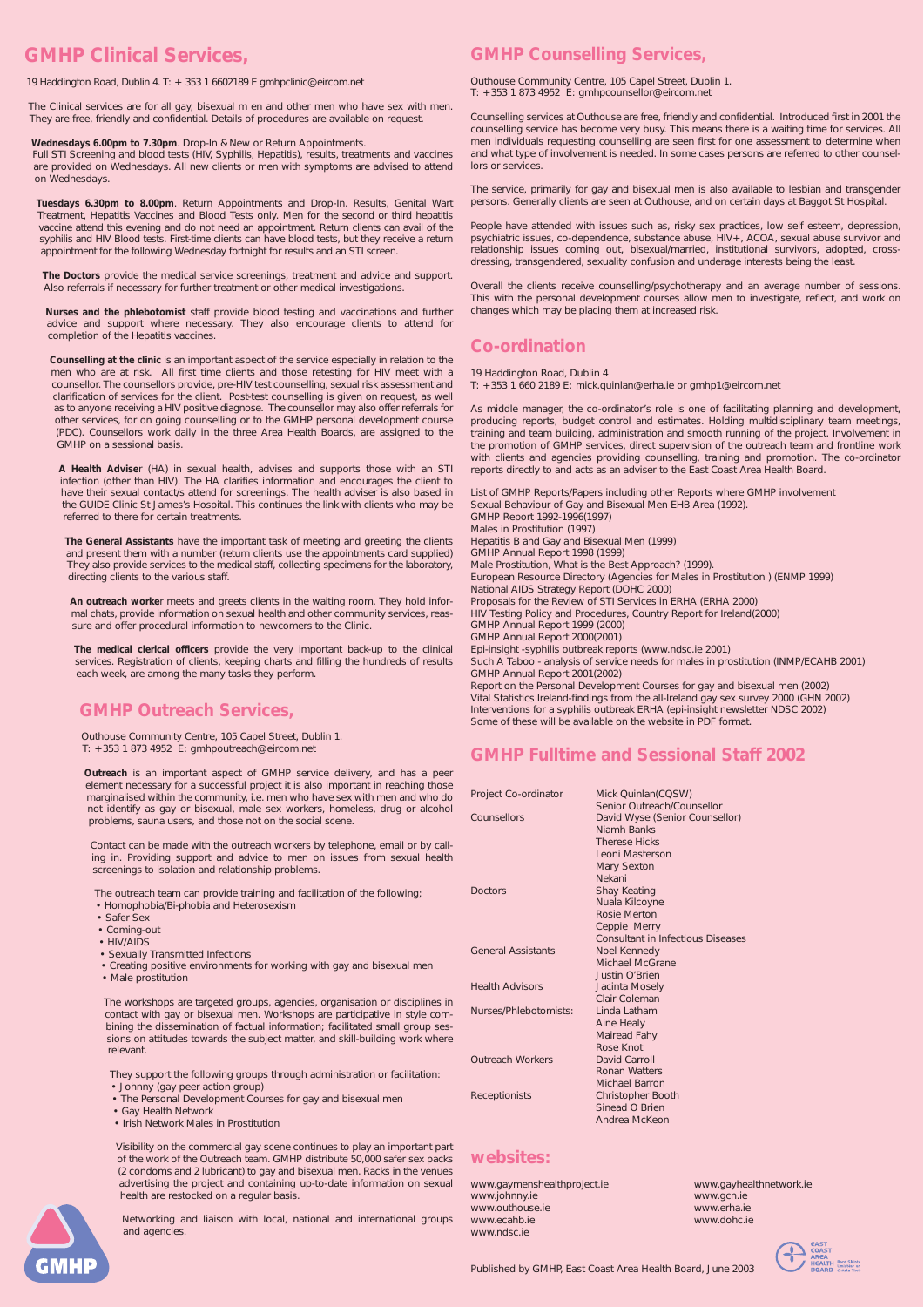## GMHP Clinical Services,

19 Haddington Road, Dublin 4. T: + 353 1 6602189 E gmhpclinic@eircom.net

The Clinical services are for all gay, bisexual m en and other men who have sex with men. They are free, friendly and confidential. Details of procedures are available on request.

**Wednesdays 6.00pm to 7.30pm**. Drop-In & New or Return Appointments. Full STI Screening and blood tests (HIV, Syphilis, Hepatitis), results, treatments and vaccines are provided on Wednesdays. All new clients or men with symptoms are advised to attend on Wednesdays.

**Tuesdays 6.30pm to 8.00pm**. Return Appointments and Drop-In. Results, Genital Wart Treatment, Hepatitis Vaccines and Blood Tests only. Men for the second or third hepatitis vaccine attend this evening and do not need an appointment. Return clients can avail of the syphilis and HIV Blood tests. First-time clients can have blood tests, but they receive a return appointment for the following Wednesday fortnight for results and an STI screen.

**The Doctors** provide the medical service screenings, treatment and advice and support. Also referrals if necessary for further treatment or other medical investigations.

**Nurses and the phlebotomist** staff provide blood testing and vaccinations and further advice and support where necessary. They also encourage clients to attend for completion of the Hepatitis vaccines.

**Counselling at the clinic** is an important aspect of the service especially in relation to the men who are at risk. All first time clients and those retesting for HIV meet with a counsellor. The counsellors provide, pre-HIV test counselling, sexual risk assessment and clarification of services for the client. Post-test counselling is given on request, as well as to anyone receiving a HIV positive diagnose. The counsellor may also offer referrals for other services, for on going counselling or to the GMHP personal development course (PDC). Counsellors work daily in the three Area Health Boards, are assigned to the GMHP on a sessional basis.

**A Health Advise**r (HA) in sexual health, advises and supports those with an STI infection (other than HIV). The HA clarifies information and encourages the client to have their sexual contact/s attend for screenings. The health adviser is also based in the GUIDE Clinic St James's Hospital. This continues the link with clients who may be referred to there for certain treatments.

**The General Assistants** have the important task of meeting and greeting the clients and present them with a number (return clients use the appointments card supplied) They also provide services to the medical staff, collecting specimens for the laboratory, directing clients to the various staff.

**An outreach worke**r meets and greets clients in the waiting room. They hold informal chats, provide information on sexual health and other community services, reassure and offer procedural information to newcomers to the Clinic.

**The medical clerical officers** provide the very important back-up to the clinical services. Registration of clients, keeping charts and filling the hundreds of results each week, are among the many tasks they perform.

## GMHP Outreach Services,

Outhouse Community Centre, 105 Capel Street, Dublin 1.
T: +353 1 873 4952 E: gmhpoutreach@eircom.net

**Outreach** is an important aspect of GMHP service delivery, and has a peer element necessary for a successful project it is also important in reaching those marginalised within the community, i.e. men who have sex with men and who do not identify as gay or bisexual, male sex workers, homeless, drug or alcohol problems, sauna users, and those not on the social scene.

Contact can be made with the outreach workers by telephone, email or by calling in. Providing support and advice to men on issues from sexual health screenings to isolation and relationship problems.

The outreach team can provide training and facilitation of the following;

- Homophobia/Bi-phobia and Heterosexism
- Safer Sex
- Coming-out
- HIV/AIDS
- Sexually Transmitted Infections
- Creating positive environments for working with gay and bisexual men
- Male prostitution

The workshops are targeted groups, agencies, organisation or disciplines in contact with gay or bisexual men. Workshops are participative in style combining the dissemination of factual information; facilitated small group sessions on attitudes towards the subject matter, and skill-building work where relevant.

They support the following groups through administration or facilitation:

- Johnny (gay peer action group)
- The Personal Development Courses for gay and bisexual men
- Gay Health Network
- Irish Network Males in Prostitution

Visibility on the commercial gay scene continues to play an important part of the work of the Outreach team. GMHP distribute 50,000 safer sex packs (2 condoms and 2 lubricant) to gay and bisexual men. Racks in the venues advertising the project and containing up-to-date information on sexual health are restocked on a regular basis.

Networking and liaison with local, national and international groups and agencies.

## GMHP Counselling Services,

Outhouse Community Centre, 105 Capel Street, Dublin 1.
T: +353 1 873 4952 E: gmhpcounsellor@eircom.net

Counselling services at Outhouse are free, friendly and confidential. Introduced first in 2001 the counselling service has become very busy. This means there is a waiting time for services. All men individuals requesting counselling are seen first for one assessment to determine when and what type of involvement is needed. In some cases persons are referred to other counsellors or services.

The service, primarily for gay and bisexual men is also available to lesbian and transgender persons. Generally clients are seen at Outhouse, and on certain days at Baggot St Hospital.

People have attended with issues such as, risky sex practices, low self esteem, depression, psychiatric issues, co-dependence, substance abuse, HIV+, ACOA, sexual abuse survivor and relationship issues coming out, bisexual/married, institutional survivors, adopted, cross-dressing, transgendered, sexuality confusion and underage interests being the least.

Overall the clients receive counselling/psychotherapy and an average number of sessions. This with the personal development courses allow men to investigate, reflect, and work on changes which may be placing them at increased risk.

## Co-ordination

19 Haddington Road, Dublin 4
T: +353 1 660 2189 E: mick.quinlan@erha.ie or gmhp1@eircom.net

As middle manager, the co-ordinator's role is one of facilitating planning and development, producing reports, budget control and estimates. Holding multidisciplinary team meetings, training and team building, administration and smooth running of the project. Involvement in the promotion of GMHP services, direct supervision of the outreach team and frontline work with clients and agencies providing counselling, training and promotion. The co-ordinator reports directly to and acts as an adviser to the East Coast Area Health Board.

List of GMHP Reports/Papers including other Reports where GMHP involvement
Sexual Behaviour of Gay and Bisexual Men EHB Area (1992).
GMHP Report 1992-1996(1997)
Males in Prostitution (1997)
Hepatitis B and Gay and Bisexual Men (1999)
GMHP Annual Report 1998 (1999)
Male Prostitution, What is the Best Approach? (1999).
European Resource Directory (Agencies for Males in Prostitution ) (ENMP 1999)
National AIDS Strategy Report (DOHC 2000)
Proposals for the Review of STI Services in ERHA (ERHA 2000)
HIV Testing Policy and Procedures, Country Report for Ireland(2000)
GMHP Annual Report 1999 (2000)
GMHP Annual Report 2000(2001)
Epi-insight -syphilis outbreak reports (www.ndsc.ie 2001)
Such A Taboo - analysis of service needs for males in prostitution (INMP/ECAHB 2001)
GMHP Annual Report 2001(2002)
Report on the Personal Development Courses for gay and bisexual men (2002)
Vital Statistics Ireland-findings from the all-Ireland gay sex survey 2000 (GHN 2002)
Interventions for a syphilis outbreak ERHA (epi-insight newsletter NDSC 2002)
Some of these will be available on the website in PDF format.

## GMHP Fulltime and Sessional Staff 2002

| | |
|---|---|
| Project Co-ordinator | Mick Quinlan(CQSW) |
| | Senior Outreach/Counsellor |
| Counsellors | David Wyse (Senior Counsellor) |
| | Niamh Banks |
| | Therese Hicks |
| | Leoni Masterson |
| | Mary Sexton |
| | Nekani |
| Doctors | Shay Keating |
| | Nuala Kilcoyne |
| | Rosie Merton |
| | Ceppie Merry |
| | Consultant in Infectious Diseases |
| General Assistants | Noel Kennedy |
| | Michael McGrane |
| | Justin O'Brien |
| Health Advisors | Jacinta Mosely |
| | Clair Coleman |
| Nurses/Phlebotomists: | Linda Latham |
| | Aine Healy |
| | Mairead Fahy |
| | Rose Knot |
| Outreach Workers | David Carroll |
| | Ronan Watters |
| | Michael Barron |
| Receptionists | Christopher Booth |
| | Sinead O Brien |
| | Andrea McKeon |

## websites:

www.gaymenshealthproject.ie
www.johnny.ie
www.outhouse.ie
www.ecahb.ie
www.ndsc.ie
www.gayhealthnetwork.ie
www.gcn.ie
www.erha.ie
www.dohc.ie

Published by GMHP, East Coast Area Health Board, June 2003